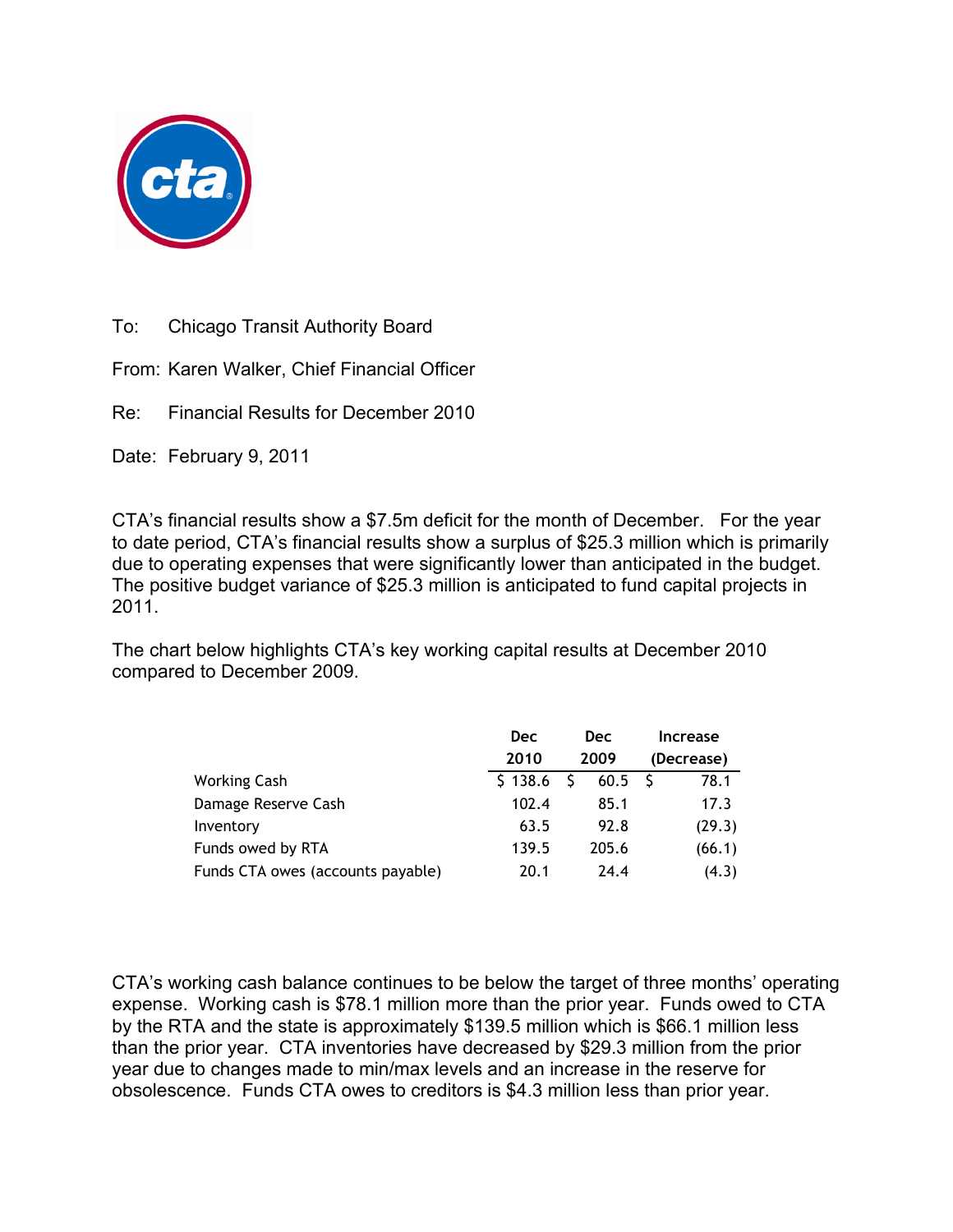To: Chicago Transit Authority Board

From: Karen Walker, Chief Financial Officer

Re: Financial Results for December 2010

Date: February 9, 2011

CTA's financial results show a $7.5m deficit for the month of December. For the year to date period, CTA's financial results show a surplus of $25.3 million which is primarily due to operating expenses that were significantly lower than anticipated in the budget. The positive budget variance of $25.3 million is anticipated to fund capital projects in 2011.

The chart below highlights CTA's key working capital results at December 2010 compared to December 2009.

| | Dec 2010 | Dec 2009 | Increase (Decrease) |
|---|---|---|---|
| Working Cash | $ 138.6 | $ 60.5 | $ 78.1 |
| Damage Reserve Cash | 102.4 | 85.1 | 17.3 |
| Inventory | 63.5 | 92.8 | (29.3) |
| Funds owed by RTA | 139.5 | 205.6 | (66.1) |
| Funds CTA owes (accounts payable) | 20.1 | 24.4 | (4.3) |

CTA's working cash balance continues to be below the target of three months' operating expense. Working cash is $78.1 million more than the prior year. Funds owed to CTA by the RTA and the state is approximately $139.5 million which is $66.1 million less than the prior year. CTA inventories have decreased by $29.3 million from the prior year due to changes made to min/max levels and an increase in the reserve for obsolescence. Funds CTA owes to creditors is $4.3 million less than prior year.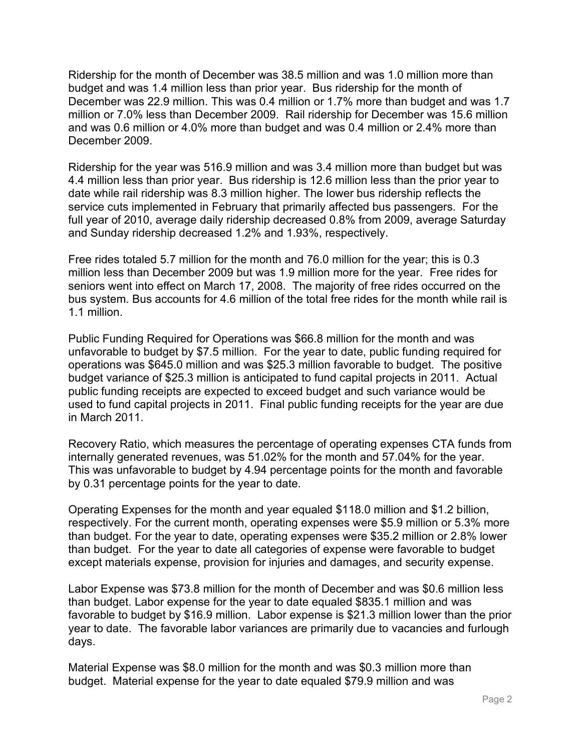Ridership for the month of December was 38.5 million and was 1.0 million more than budget and was 1.4 million less than prior year. Bus ridership for the month of December was 22.9 million. This was 0.4 million or 1.7% more than budget and was 1.7 million or 7.0% less than December 2009. Rail ridership for December was 15.6 million and was 0.6 million or 4.0% more than budget and was 0.4 million or 2.4% more than December 2009.

Ridership for the year was 516.9 million and was 3.4 million more than budget but was 4.4 million less than prior year. Bus ridership is 12.6 million less than the prior year to date while rail ridership was 8.3 million higher. The lower bus ridership reflects the service cuts implemented in February that primarily affected bus passengers. For the full year of 2010, average daily ridership decreased 0.8% from 2009, average Saturday and Sunday ridership decreased 1.2% and 1.93%, respectively.

Free rides totaled 5.7 million for the month and 76.0 million for the year; this is 0.3 million less than December 2009 but was 1.9 million more for the year. Free rides for seniors went into effect on March 17, 2008. The majority of free rides occurred on the bus system. Bus accounts for 4.6 million of the total free rides for the month while rail is 1.1 million.

Public Funding Required for Operations was $66.8 million for the month and was unfavorable to budget by $7.5 million. For the year to date, public funding required for operations was $645.0 million and was $25.3 million favorable to budget. The positive budget variance of $25.3 million is anticipated to fund capital projects in 2011. Actual public funding receipts are expected to exceed budget and such variance would be used to fund capital projects in 2011. Final public funding receipts for the year are due in March 2011.

Recovery Ratio, which measures the percentage of operating expenses CTA funds from internally generated revenues, was 51.02% for the month and 57.04% for the year. This was unfavorable to budget by 4.94 percentage points for the month and favorable by 0.31 percentage points for the year to date.

Operating Expenses for the month and year equaled $118.0 million and $1.2 billion, respectively. For the current month, operating expenses were $5.9 million or 5.3% more than budget. For the year to date, operating expenses were $35.2 million or 2.8% lower than budget. For the year to date all categories of expense were favorable to budget except materials expense, provision for injuries and damages, and security expense.

Labor Expense was $73.8 million for the month of December and was $0.6 million less than budget. Labor expense for the year to date equaled $835.1 million and was favorable to budget by $16.9 million. Labor expense is $21.3 million lower than the prior year to date. The favorable labor variances are primarily due to vacancies and furlough days.

Material Expense was $8.0 million for the month and was $0.3 million more than budget. Material expense for the year to date equaled $79.9 million and was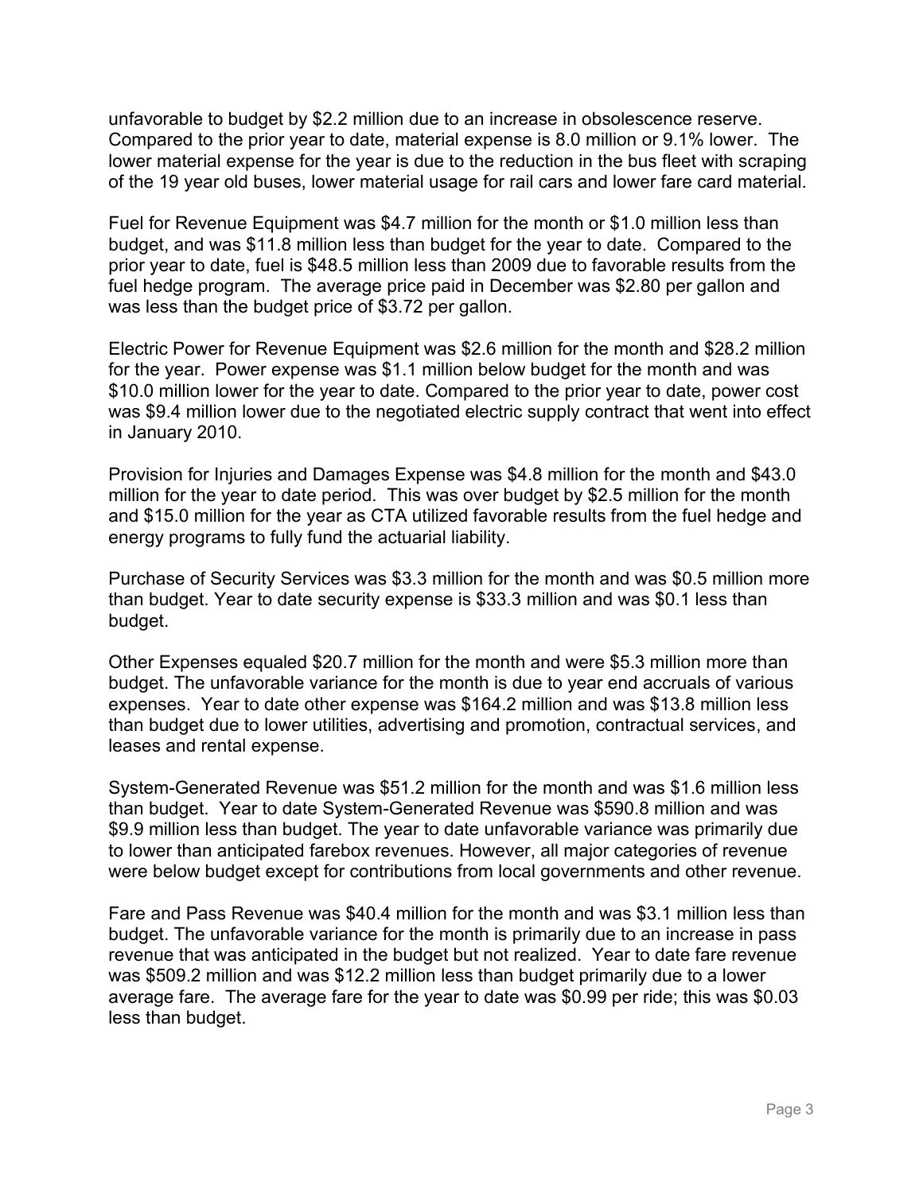unfavorable to budget by $2.2 million due to an increase in obsolescence reserve. Compared to the prior year to date, material expense is 8.0 million or 9.1% lower. The lower material expense for the year is due to the reduction in the bus fleet with scraping of the 19 year old buses, lower material usage for rail cars and lower fare card material.

Fuel for Revenue Equipment was $4.7 million for the month or $1.0 million less than budget, and was $11.8 million less than budget for the year to date. Compared to the prior year to date, fuel is $48.5 million less than 2009 due to favorable results from the fuel hedge program. The average price paid in December was $2.80 per gallon and was less than the budget price of $3.72 per gallon.

Electric Power for Revenue Equipment was $2.6 million for the month and $28.2 million for the year. Power expense was $1.1 million below budget for the month and was $10.0 million lower for the year to date. Compared to the prior year to date, power cost was $9.4 million lower due to the negotiated electric supply contract that went into effect in January 2010.

Provision for Injuries and Damages Expense was $4.8 million for the month and $43.0 million for the year to date period. This was over budget by $2.5 million for the month and $15.0 million for the year as CTA utilized favorable results from the fuel hedge and energy programs to fully fund the actuarial liability.

Purchase of Security Services was $3.3 million for the month and was $0.5 million more than budget. Year to date security expense is $33.3 million and was $0.1 less than budget.

Other Expenses equaled $20.7 million for the month and were $5.3 million more than budget. The unfavorable variance for the month is due to year end accruals of various expenses. Year to date other expense was $164.2 million and was $13.8 million less than budget due to lower utilities, advertising and promotion, contractual services, and leases and rental expense.

System-Generated Revenue was $51.2 million for the month and was $1.6 million less than budget. Year to date System-Generated Revenue was $590.8 million and was $9.9 million less than budget. The year to date unfavorable variance was primarily due to lower than anticipated farebox revenues. However, all major categories of revenue were below budget except for contributions from local governments and other revenue.

Fare and Pass Revenue was $40.4 million for the month and was $3.1 million less than budget. The unfavorable variance for the month is primarily due to an increase in pass revenue that was anticipated in the budget but not realized. Year to date fare revenue was $509.2 million and was $12.2 million less than budget primarily due to a lower average fare. The average fare for the year to date was $0.99 per ride; this was $0.03 less than budget.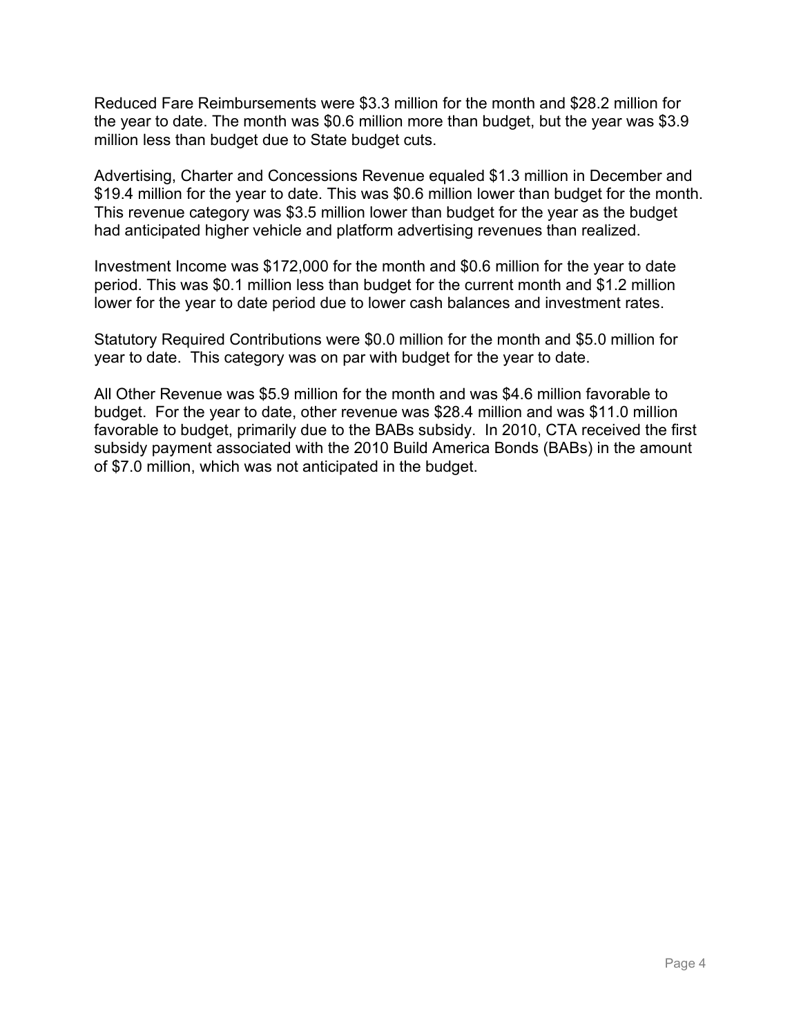Reduced Fare Reimbursements were $3.3 million for the month and $28.2 million for the year to date. The month was $0.6 million more than budget, but the year was $3.9 million less than budget due to State budget cuts.

Advertising, Charter and Concessions Revenue equaled $1.3 million in December and $19.4 million for the year to date. This was $0.6 million lower than budget for the month. This revenue category was $3.5 million lower than budget for the year as the budget had anticipated higher vehicle and platform advertising revenues than realized.

Investment Income was $172,000 for the month and $0.6 million for the year to date period. This was $0.1 million less than budget for the current month and $1.2 million lower for the year to date period due to lower cash balances and investment rates.

Statutory Required Contributions were $0.0 million for the month and $5.0 million for year to date. This category was on par with budget for the year to date.

All Other Revenue was $5.9 million for the month and was $4.6 million favorable to budget. For the year to date, other revenue was $28.4 million and was $11.0 million favorable to budget, primarily due to the BABs subsidy. In 2010, CTA received the first subsidy payment associated with the 2010 Build America Bonds (BABs) in the amount of $7.0 million, which was not anticipated in the budget.